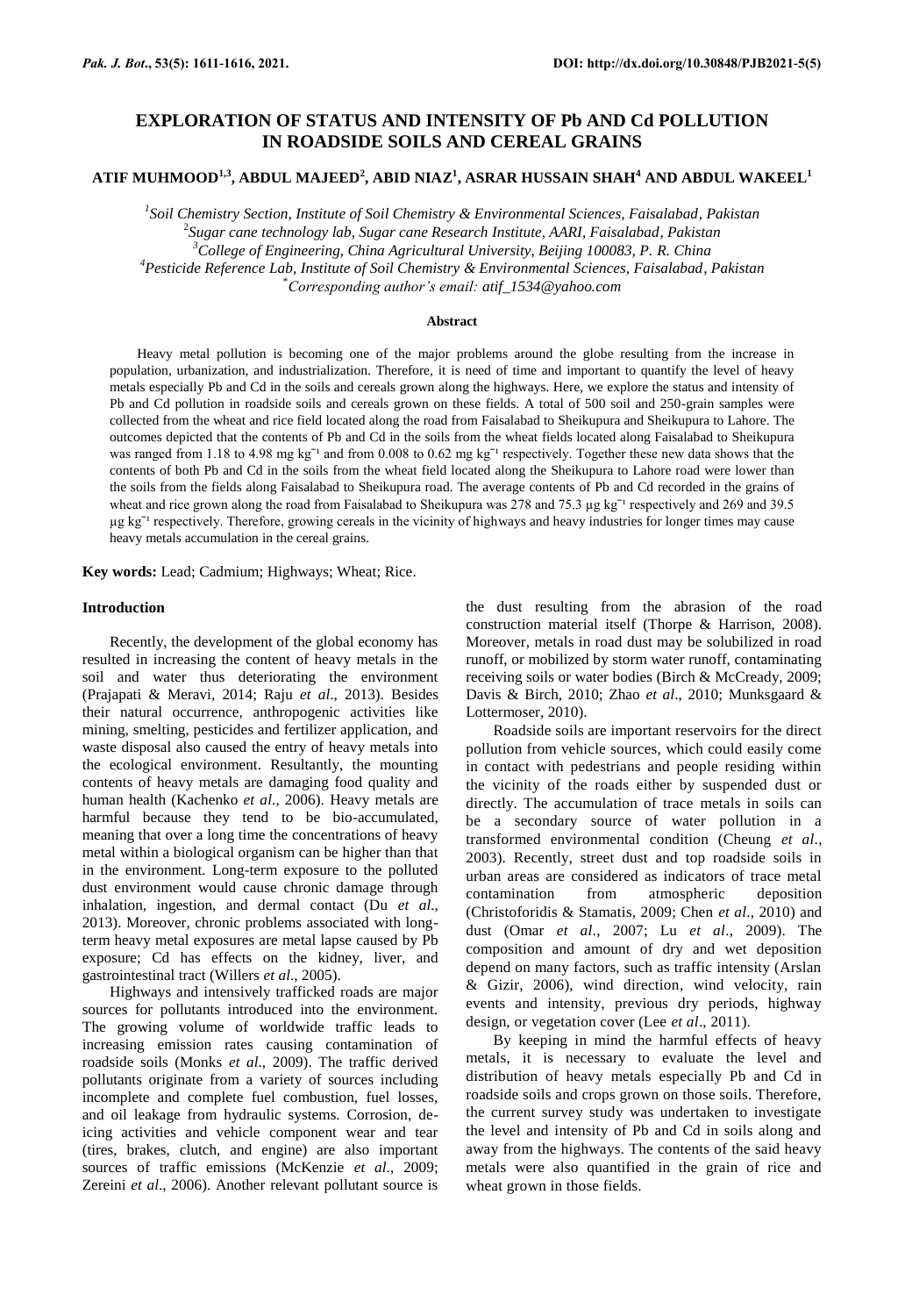# EXPLORATION OF STATUS AND INTENSITY OF Pb AND Cd POLLUTION IN ROADSIDE SOILS AND CEREAL GRAINS

**ATIF MUHMOOD[1,3], ABDUL MAJEED[2], ABID NIAZ[1], ASRAR HUSSAIN SHAH[4] AND ABDUL WAKEEL[1]**

[1]*Soil Chemistry Section, Institute of Soil Chemistry & Environmental Sciences, Faisalabad, Pakistan*
[2]*Sugar cane technology lab, Sugar cane Research Institute, AARI, Faisalabad, Pakistan*
[3]*College of Engineering, China Agricultural University, Beijing 100083, P. R. China*
[4]*Pesticide Reference Lab, Institute of Soil Chemistry & Environmental Sciences, Faisalabad, Pakistan*
[*]*Corresponding author's email: atif_1534@yahoo.com*

## Abstract

Heavy metal pollution is becoming one of the major problems around the globe resulting from the increase in population, urbanization, and industrialization. Therefore, it is need of time and important to quantify the level of heavy metals especially Pb and Cd in the soils and cereals grown along the highways. Here, we explore the status and intensity of Pb and Cd pollution in roadside soils and cereals grown on these fields. A total of 500 soil and 250-grain samples were collected from the wheat and rice field located along the road from Faisalabad to Sheikupura and Sheikupura to Lahore. The outcomes depicted that the contents of Pb and Cd in the soils from the wheat fields located along Faisalabad to Sheikupura was ranged from 1.18 to 4.98 mg $kg^{-1}$ and from 0.008 to 0.62 mg $kg^{-1}$ respectively. Together these new data shows that the contents of both Pb and Cd in the soils from the wheat field located along the Sheikupura to Lahore road were lower than the soils from the fields along Faisalabad to Sheikupura road. The average contents of Pb and Cd recorded in the grains of wheat and rice grown along the road from Faisalabad to Sheikupura was 278 and 75.3 µg $kg^{-1}$ respectively and 269 and 39.5 µg $kg^{-1}$ respectively. Therefore, growing cereals in the vicinity of highways and heavy industries for longer times may cause heavy metals accumulation in the cereal grains.

**Key words:** Lead; Cadmium; Highways; Wheat; Rice.

## Introduction

Recently, the development of the global economy has resulted in increasing the content of heavy metals in the soil and water thus deteriorating the environment (Prajapati & Meravi, 2014; Raju *et al*., 2013). Besides their natural occurrence, anthropogenic activities like mining, smelting, pesticides and fertilizer application, and waste disposal also caused the entry of heavy metals into the ecological environment. Resultantly, the mounting contents of heavy metals are damaging food quality and human health (Kachenko *et al*., 2006). Heavy metals are harmful because they tend to be bio-accumulated, meaning that over a long time the concentrations of heavy metal within a biological organism can be higher than that in the environment. Long-term exposure to the polluted dust environment would cause chronic damage through inhalation, ingestion, and dermal contact (Du *et al*., 2013). Moreover, chronic problems associated with long-term heavy metal exposures are metal lapse caused by Pb exposure; Cd has effects on the kidney, liver, and gastrointestinal tract (Willers *et al*., 2005).

Highways and intensively trafficked roads are major sources for pollutants introduced into the environment. The growing volume of worldwide traffic leads to increasing emission rates causing contamination of roadside soils (Monks *et al*., 2009). The traffic derived pollutants originate from a variety of sources including incomplete and complete fuel combustion, fuel losses, and oil leakage from hydraulic systems. Corrosion, de-icing activities and vehicle component wear and tear (tires, brakes, clutch, and engine) are also important sources of traffic emissions (McKenzie *et al*., 2009; Zereini *et al*., 2006). Another relevant pollutant source is the dust resulting from the abrasion of the road construction material itself (Thorpe & Harrison, 2008). Moreover, metals in road dust may be solubilized in road runoff, or mobilized by storm water runoff, contaminating receiving soils or water bodies (Birch & McCready, 2009; Davis & Birch, 2010; Zhao *et al*., 2010; Munksgaard & Lottermoser, 2010).

Roadside soils are important reservoirs for the direct pollution from vehicle sources, which could easily come in contact with pedestrians and people residing within the vicinity of the roads either by suspended dust or directly. The accumulation of trace metals in soils can be a secondary source of water pollution in a transformed environmental condition (Cheung *et al*., 2003). Recently, street dust and top roadside soils in urban areas are considered as indicators of trace metal contamination from atmospheric deposition (Christoforidis & Stamatis, 2009; Chen *et al*., 2010) and dust (Omar *et al*., 2007; Lu *et al*., 2009). The composition and amount of dry and wet deposition depend on many factors, such as traffic intensity (Arslan & Gizir, 2006), wind direction, wind velocity, rain events and intensity, previous dry periods, highway design, or vegetation cover (Lee *et al*., 2011).

By keeping in mind the harmful effects of heavy metals, it is necessary to evaluate the level and distribution of heavy metals especially Pb and Cd in roadside soils and crops grown on those soils. Therefore, the current survey study was undertaken to investigate the level and intensity of Pb and Cd in soils along and away from the highways. The contents of the said heavy metals were also quantified in the grain of rice and wheat grown in those fields.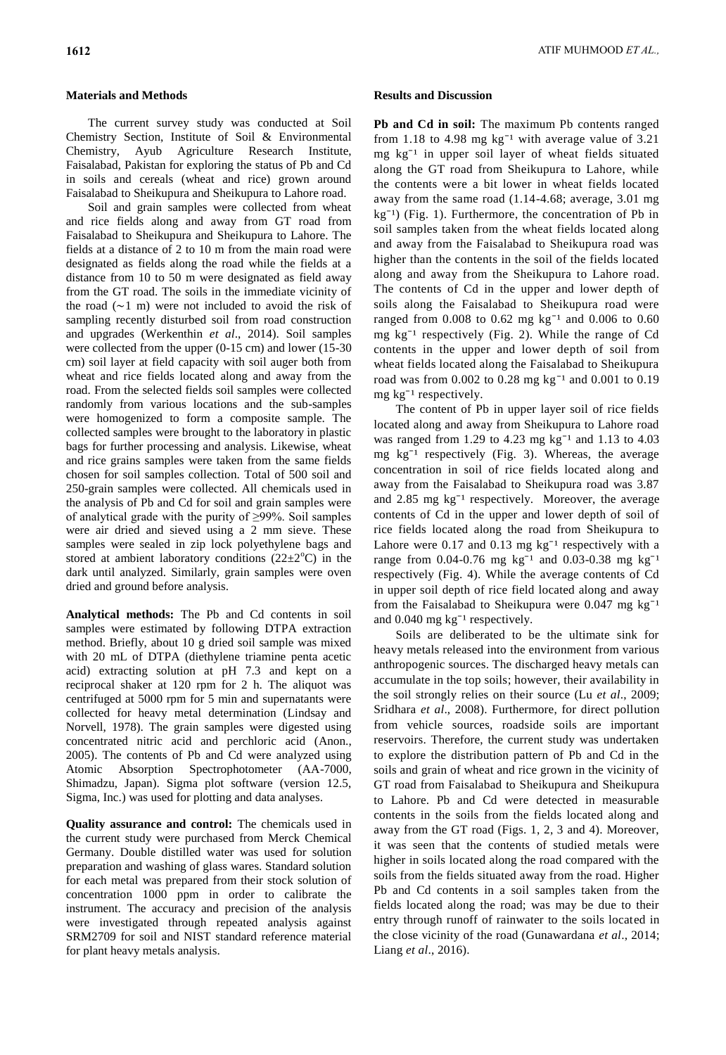## Materials and Methods

The current survey study was conducted at Soil Chemistry Section, Institute of Soil & Environmental Chemistry, Ayub Agriculture Research Institute, Faisalabad, Pakistan for exploring the status of Pb and Cd in soils and cereals (wheat and rice) grown around Faisalabad to Sheikupura and Sheikupura to Lahore road.

Soil and grain samples were collected from wheat and rice fields along and away from GT road from Faisalabad to Sheikupura and Sheikupura to Lahore. The fields at a distance of 2 to 10 m from the main road were designated as fields along the road while the fields at a distance from 10 to 50 m were designated as field away from the GT road. The soils in the immediate vicinity of the road (∼1 m) were not included to avoid the risk of sampling recently disturbed soil from road construction and upgrades (Werkenthin *et al*., 2014). Soil samples were collected from the upper (0-15 cm) and lower (15-30 cm) soil layer at field capacity with soil auger both from wheat and rice fields located along and away from the road. From the selected fields soil samples were collected randomly from various locations and the sub-samples were homogenized to form a composite sample. The collected samples were brought to the laboratory in plastic bags for further processing and analysis. Likewise, wheat and rice grains samples were taken from the same fields chosen for soil samples collection. Total of 500 soil and 250-grain samples were collected. All chemicals used in the analysis of Pb and Cd for soil and grain samples were of analytical grade with the purity of ≥99%. Soil samples were air dried and sieved using a 2 mm sieve. These samples were sealed in zip lock polyethylene bags and stored at ambient laboratory conditions (22±2°C) in the dark until analyzed. Similarly, grain samples were oven dried and ground before analysis.

**Analytical methods:** The Pb and Cd contents in soil samples were estimated by following DTPA extraction method. Briefly, about 10 g dried soil sample was mixed with 20 mL of DTPA (diethylene triamine penta acetic acid) extracting solution at pH 7.3 and kept on a reciprocal shaker at 120 rpm for 2 h. The aliquot was centrifuged at 5000 rpm for 5 min and supernatants were collected for heavy metal determination (Lindsay and Norvell, 1978). The grain samples were digested using concentrated nitric acid and perchloric acid (Anon., 2005). The contents of Pb and Cd were analyzed using Atomic Absorption Spectrophotometer (AA-7000, Shimadzu, Japan). Sigma plot software (version 12.5, Sigma, Inc.) was used for plotting and data analyses.

**Quality assurance and control:** The chemicals used in the current study were purchased from Merck Chemical Germany. Double distilled water was used for solution preparation and washing of glass wares. Standard solution for each metal was prepared from their stock solution of concentration 1000 ppm in order to calibrate the instrument. The accuracy and precision of the analysis were investigated through repeated analysis against SRM2709 for soil and NIST standard reference material for plant heavy metals analysis.

## Results and Discussion

**Pb and Cd in soil:** The maximum Pb contents ranged from 1.18 to 4.98 mg $kg^{-1}$ with average value of 3.21 mg $kg^{-1}$ in upper soil layer of wheat fields situated along the GT road from Sheikupura to Lahore, while the contents were a bit lower in wheat fields located away from the same road (1.14-4.68; average, 3.01 mg $kg^{-1}$) (Fig. 1). Furthermore, the concentration of Pb in soil samples taken from the wheat fields located along and away from the Faisalabad to Sheikupura road was higher than the contents in the soil of the fields located along and away from the Sheikupura to Lahore road. The contents of Cd in the upper and lower depth of soils along the Faisalabad to Sheikupura road were ranged from 0.008 to 0.62 mg $kg^{-1}$ and 0.006 to 0.60 mg $kg^{-1}$ respectively (Fig. 2). While the range of Cd contents in the upper and lower depth of soil from wheat fields located along the Faisalabad to Sheikupura road was from 0.002 to 0.28 mg $kg^{-1}$ and 0.001 to 0.19 mg $kg^{-1}$ respectively.

The content of Pb in upper layer soil of rice fields located along and away from Sheikupura to Lahore road was ranged from 1.29 to 4.23 mg $kg^{-1}$ and 1.13 to 4.03 mg $kg^{-1}$ respectively (Fig. 3). Whereas, the average concentration in soil of rice fields located along and away from the Faisalabad to Sheikupura road was 3.87 and 2.85 mg $kg^{-1}$ respectively. Moreover, the average contents of Cd in the upper and lower depth of soil of rice fields located along the road from Sheikupura to Lahore were 0.17 and 0.13 mg $kg^{-1}$ respectively with a range from 0.04-0.76 mg $kg^{-1}$ and 0.03-0.38 mg $kg^{-1}$ respectively (Fig. 4). While the average contents of Cd in upper soil depth of rice field located along and away from the Faisalabad to Sheikupura were 0.047 mg $kg^{-1}$ and 0.040 mg $kg^{-1}$ respectively.

Soils are deliberated to be the ultimate sink for heavy metals released into the environment from various anthropogenic sources. The discharged heavy metals can accumulate in the top soils; however, their availability in the soil strongly relies on their source (Lu *et al*., 2009; Sridhara *et al*., 2008). Furthermore, for direct pollution from vehicle sources, roadside soils are important reservoirs. Therefore, the current study was undertaken to explore the distribution pattern of Pb and Cd in the soils and grain of wheat and rice grown in the vicinity of GT road from Faisalabad to Sheikupura and Sheikupura to Lahore. Pb and Cd were detected in measurable contents in the soils from the fields located along and away from the GT road (Figs. 1, 2, 3 and 4). Moreover, it was seen that the contents of studied metals were higher in soils located along the road compared with the soils from the fields situated away from the road. Higher Pb and Cd contents in a soil samples taken from the fields located along the road; was may be due to their entry through runoff of rainwater to the soils located in the close vicinity of the road (Gunawardana *et al*., 2014; Liang *et al*., 2016).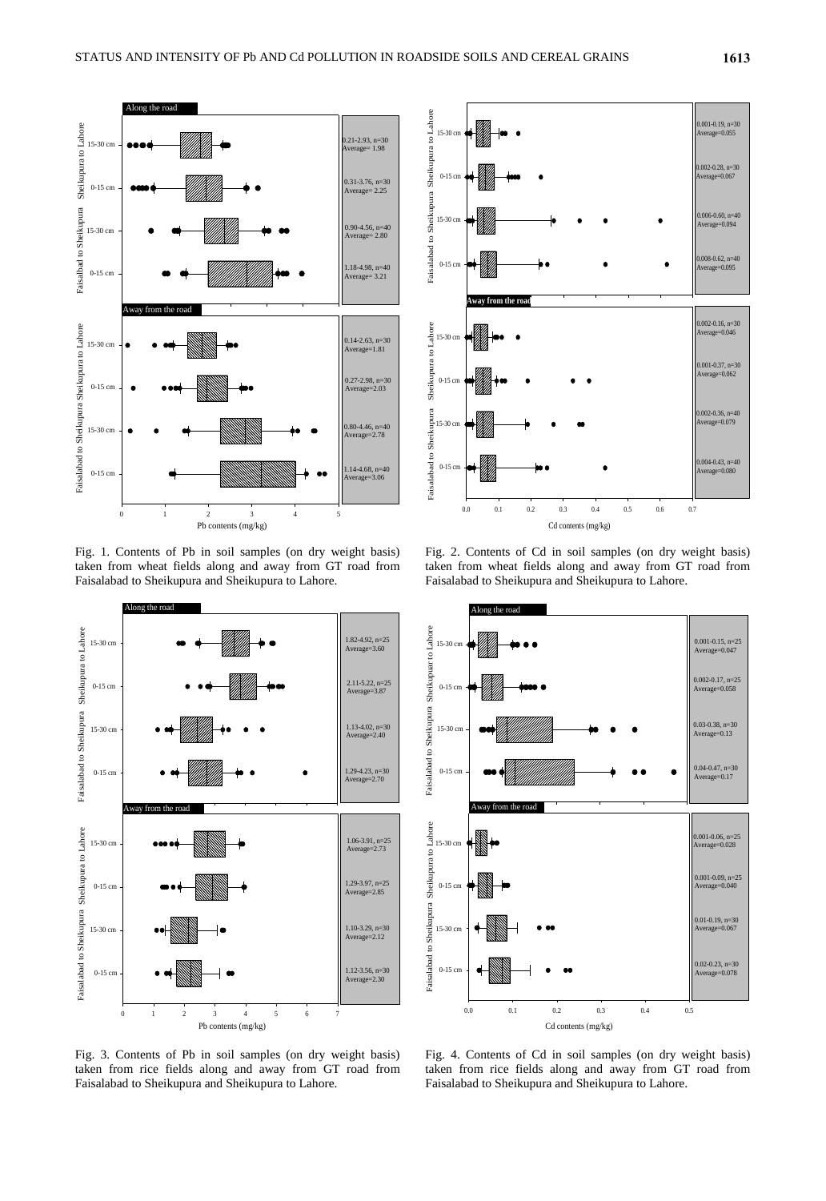Fig. 1. Contents of Pb in soil samples (on dry weight basis) taken from wheat fields along and away from GT road from Faisalabad to Sheikupura and Sheikupura to Lahore.

Fig. 2. Contents of Cd in soil samples (on dry weight basis) taken from wheat fields along and away from GT road from Faisalabad to Sheikupura and Sheikupura to Lahore.

Fig. 3. Contents of Pb in soil samples (on dry weight basis) taken from rice fields along and away from GT road from Faisalabad to Sheikupura and Sheikupura to Lahore.

Fig. 4. Contents of Cd in soil samples (on dry weight basis) taken from rice fields along and away from GT road from Faisalabad to Sheikupura and Sheikupura to Lahore.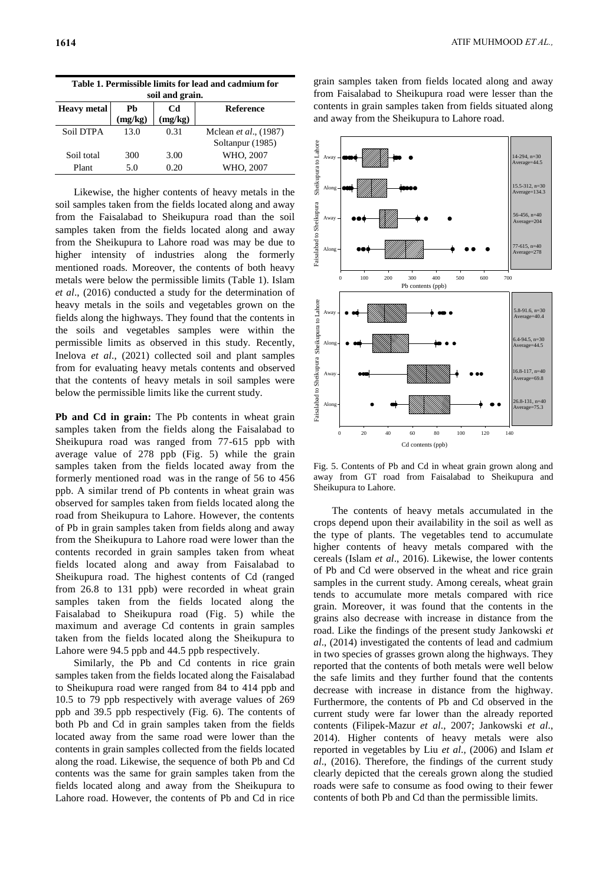**Table 1. Permissible limits for lead and cadmium for soil and grain.**

| Heavy metal | Pb (mg/kg) | Cd (mg/kg) | Reference |
|---|---|---|---|
| Soil DTPA | 13.0 | 0.31 | Mclean *et al*., (1987) Soltanpur (1985) |
| Soil total | 300 | 3.00 | WHO, 2007 |
| Plant | 5.0 | 0.20 | WHO, 2007 |

Likewise, the higher contents of heavy metals in the soil samples taken from the fields located along and away from the Faisalabad to Sheikupura road than the soil samples taken from the fields located along and away from the Sheikupura to Lahore road was may be due to higher intensity of industries along the formerly mentioned roads. Moreover, the contents of both heavy metals were below the permissible limits (Table 1). Islam *et al*., (2016) conducted a study for the determination of heavy metals in the soils and vegetables grown on the fields along the highways. They found that the contents in the soils and vegetables samples were within the permissible limits as observed in this study. Recently, Inelova *et al*., (2021) collected soil and plant samples from for evaluating heavy metals contents and observed that the contents of heavy metals in soil samples were below the permissible limits like the current study.

**Pb and Cd in grain:** The Pb contents in wheat grain samples taken from the fields along the Faisalabad to Sheikupura road was ranged from 77-615 ppb with average value of 278 ppb (Fig. 5) while the grain samples taken from the fields located away from the formerly mentioned road was in the range of 56 to 456 ppb. A similar trend of Pb contents in wheat grain was observed for samples taken from fields located along the road from Sheikupura to Lahore. However, the contents of Pb in grain samples taken from fields along and away from the Sheikupura to Lahore road were lower than the contents recorded in grain samples taken from wheat fields located along and away from Faisalabad to Sheikupura road. The highest contents of Cd (ranged from 26.8 to 131 ppb) were recorded in wheat grain samples taken from the fields located along the Faisalabad to Sheikupura road (Fig. 5) while the maximum and average Cd contents in grain samples taken from the fields located along the Sheikupura to Lahore were 94.5 ppb and 44.5 ppb respectively.

Similarly, the Pb and Cd contents in rice grain samples taken from the fields located along the Faisalabad to Sheikupura road were ranged from 84 to 414 ppb and 10.5 to 79 ppb respectively with average values of 269 ppb and 39.5 ppb respectively (Fig. 6). The contents of both Pb and Cd in grain samples taken from the fields located away from the same road were lower than the contents in grain samples collected from the fields located along the road. Likewise, the sequence of both Pb and Cd contents was the same for grain samples taken from the fields located along and away from the Sheikupura to Lahore road. However, the contents of Pb and Cd in rice grain samples taken from fields located along and away from Faisalabad to Sheikupura road were lesser than the contents in grain samples taken from fields situated along and away from the Sheikupura to Lahore road.

Fig. 5. Contents of Pb and Cd in wheat grain grown along and away from GT road from Faisalabad to Sheikupura and Sheikupura to Lahore.

The contents of heavy metals accumulated in the crops depend upon their availability in the soil as well as the type of plants. The vegetables tend to accumulate higher contents of heavy metals compared with the cereals (Islam *et al*., 2016). Likewise, the lower contents of Pb and Cd were observed in the wheat and rice grain samples in the current study. Among cereals, wheat grain tends to accumulate more metals compared with rice grain. Moreover, it was found that the contents in the grains also decrease with increase in distance from the road. Like the findings of the present study Jankowski *et al*., (2014) investigated the contents of lead and cadmium in two species of grasses grown along the highways. They reported that the contents of both metals were well below the safe limits and they further found that the contents decrease with increase in distance from the highway. Furthermore, the contents of Pb and Cd observed in the current study were far lower than the already reported contents (Filipek-Mazur *et al*., 2007; Jankowski *et al*., 2014). Higher contents of heavy metals were also reported in vegetables by Liu *et al*., (2006) and Islam *et al*., (2016). Therefore, the findings of the current study clearly depicted that the cereals grown along the studied roads were safe to consume as food owing to their fewer contents of both Pb and Cd than the permissible limits.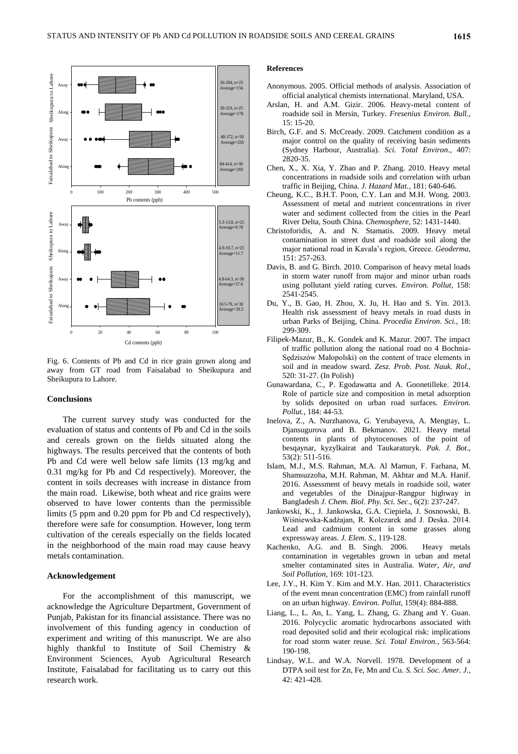Fig. 6. Contents of Pb and Cd in rice grain grown along and away from GT road from Faisalabad to Sheikupura and Sheikupura to Lahore.

## Conclusions

The current survey study was conducted for the evaluation of status and contents of Pb and Cd in the soils and cereals grown on the fields situated along the highways. The results perceived that the contents of both Pb and Cd were well below safe limits (13 mg/kg and 0.31 mg/kg for Pb and Cd respectively). Moreover, the content in soils decreases with increase in distance from the main road. Likewise, both wheat and rice grains were observed to have lower contents than the permissible limits (5 ppm and 0.20 ppm for Pb and Cd respectively), therefore were safe for consumption. However, long term cultivation of the cereals especially on the fields located in the neighborhood of the main road may cause heavy metals contamination.

## Acknowledgement

For the accomplishment of this manuscript, we acknowledge the Agriculture Department, Government of Punjab, Pakistan for its financial assistance. There was no involvement of this funding agency in conduction of experiment and writing of this manuscript. We are also highly thankful to Institute of Soil Chemistry & Environment Sciences, Ayub Agricultural Research Institute, Faisalabad for facilitating us to carry out this research work.

## References

Anonymous. 2005. Official methods of analysis. Association of official analytical chemists international. Maryland, USA.

Arslan, H. and A.M. Gizir. 2006. Heavy-metal content of roadside soil in Mersin, Turkey. *Fresenius Environ. Bull.*, 15: 15-20.

Birch, G.F. and S. McCready. 2009. Catchment condition as a major control on the quality of receiving basin sediments (Sydney Harbour, Australia). *Sci. Total Environ.*, 407: 2820-35.

Chen, X., X. Xia, Y. Zhao and P. Zhang. 2010. Heavy metal concentrations in roadside soils and correlation with urban traffic in Beijing, China. *J. Hazard Mat.*, 181: 640-646.

Cheung, K.C., B.H.T. Poon, C.Y. Lan and M.H. Wong. 2003. Assessment of metal and nutrient concentrations in river water and sediment collected from the cities in the Pearl River Delta, South China. *Chemosphere*, 52: 1431-1440.

Christoforidis, A. and N. Stamatis. 2009. Heavy metal contamination in street dust and roadside soil along the major national road in Kavala's region, Greece. *Geoderma*, 151: 257-263.

Davis, B. and G. Birch. 2010. Comparison of heavy metal loads in storm water runoff from major and minor urban roads using pollutant yield rating curves. *Environ. Pollut*, 158: 2541-2545.

Du, Y., B. Gao, H. Zhou, X. Ju, H. Hao and S. Yin. 2013. Health risk assessment of heavy metals in road dusts in urban Parks of Beijing, China. *Procedia Environ. Sci.*, 18: 299-309.

Filipek-Mazur, B., K. Gondek and K. Mazur. 2007. The impact of traffic pollution along the national road no 4 Bochnia-Sędziszów Małopolski) on the content of trace elements in soil and in meadow sward. *Zesz. Prob. Post. Nauk. Rol.*, 520: 31-27. (In Polish)

Gunawardana, C., P. Egodawatta and A. Goonetilleke. 2014. Role of particle size and composition in metal adsorption by solids deposited on urban road surfaces. *Environ. Pollut.*, 184: 44-53.

Inelova, Z., A. Nurzhanova, G. Yerubayeva, A. Mengtay, L. Djansugurova and B. Bekmanov. 2021. Heavy metal contents in plants of phytocenoses of the point of besqaynar, kyzylkairat and Taukaraturyk. *Pak. J. Bot*., 53(2): 511-516.

Islam, M.J., M.S. Rahman, M.A. Al Mamun, F. Farhana, M. Shamsuzzoha, M.H. Rahman, M. Akhtar and M.A. Hanif. 2016. Assessment of heavy metals in roadside soil, water and vegetables of the Dinajpur-Rangpur highway in Bangladesh *J. Chem. Biol. Phy. Sci. Sec*., 6(2): 237-247.

Jankowski, K., J. Jankowska, G.A. Ciepiela, J. Sosnowski, B. Wiśniewska-Kadźajan, R. Kolczarek and J. Deska. 2014. Lead and cadmium content in some grasses along expressway areas. *J. Elem. S.*, 119-128.

Kachenko, A.G. and B. Singh. 2006. Heavy metals contamination in vegetables grown in urban and metal smelter contaminated sites in Australia. *Water, Air, and Soil Pollution*, 169: 101-123.

Lee, J.Y., H. Kim Y. Kim and M.Y. Han. 2011. Characteristics of the event mean concentration (EMC) from rainfall runoff on an urban highway. *Environ. Pollut*, 159(4): 884-888.

Liang, L., L. An, L. Yang, L. Zhang, G. Zhang and Y. Guan. 2016. Polycyclic aromatic hydrocarbons associated with road deposited solid and their ecological risk: implications for road storm water reuse. *Sci. Total Environ.*, 563-564: 190-198.

Lindsay, W.L. and W.A. Norvell. 1978. Development of a DTPA soil test for Zn, Fe, Mn and Cu. *S. Sci. Soc. Amer. J.*, 42: 421-428.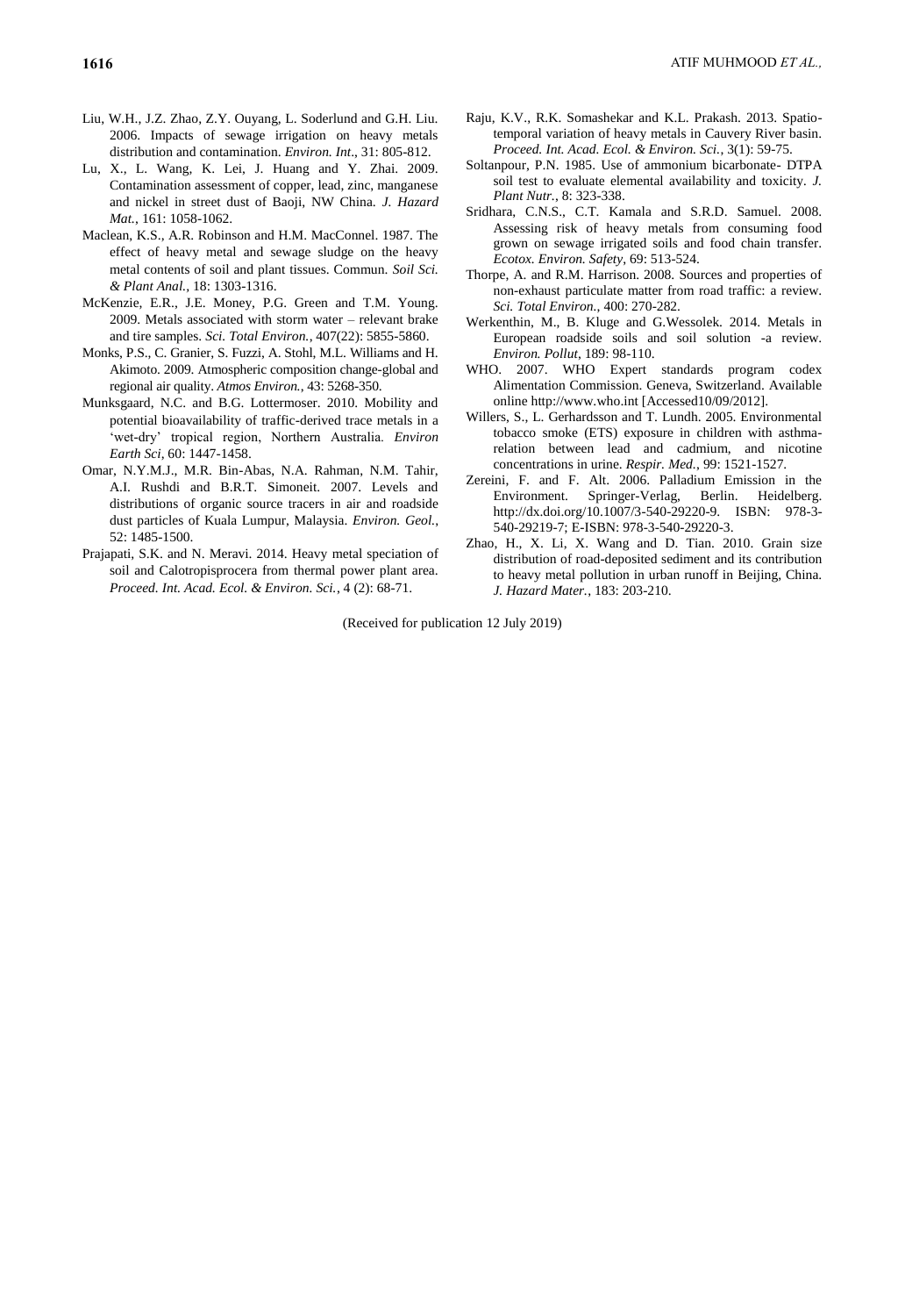Liu, W.H., J.Z. Zhao, Z.Y. Ouyang, L. Soderlund and G.H. Liu. 2006. Impacts of sewage irrigation on heavy metals distribution and contamination. *Environ. Int*., 31: 805-812.

Lu, X., L. Wang, K. Lei, J. Huang and Y. Zhai. 2009. Contamination assessment of copper, lead, zinc, manganese and nickel in street dust of Baoji, NW China. *J. Hazard Mat.*, 161: 1058-1062.

Maclean, K.S., A.R. Robinson and H.M. MacConnel. 1987. The effect of heavy metal and sewage sludge on the heavy metal contents of soil and plant tissues. Commun. *Soil Sci. & Plant Anal.*, 18: 1303-1316.

McKenzie, E.R., J.E. Money, P.G. Green and T.M. Young. 2009. Metals associated with storm water – relevant brake and tire samples. *Sci. Total Environ.*, 407(22): 5855-5860.

Monks, P.S., C. Granier, S. Fuzzi, A. Stohl, M.L. Williams and H. Akimoto. 2009. Atmospheric composition change-global and regional air quality. *Atmos Environ.*, 43: 5268-350.

Munksgaard, N.C. and B.G. Lottermoser. 2010. Mobility and potential bioavailability of traffic-derived trace metals in a 'wet-dry' tropical region, Northern Australia. *Environ Earth Sci*, 60: 1447-1458.

Omar, N.Y.M.J., M.R. Bin-Abas, N.A. Rahman, N.M. Tahir, A.I. Rushdi and B.R.T. Simoneit. 2007. Levels and distributions of organic source tracers in air and roadside dust particles of Kuala Lumpur, Malaysia. *Environ. Geol.*, 52: 1485-1500.

Prajapati, S.K. and N. Meravi. 2014. Heavy metal speciation of soil and Calotropisprocera from thermal power plant area. *Proceed. Int. Acad. Ecol. & Environ. Sci.*, 4 (2): 68-71.

Raju, K.V., R.K. Somashekar and K.L. Prakash. 2013. Spatio-temporal variation of heavy metals in Cauvery River basin. *Proceed. Int. Acad. Ecol. & Environ. Sci.*, 3(1): 59-75.

Soltanpour, P.N. 1985. Use of ammonium bicarbonate- DTPA soil test to evaluate elemental availability and toxicity. *J. Plant Nutr.*, 8: 323-338.

Sridhara, C.N.S., C.T. Kamala and S.R.D. Samuel. 2008. Assessing risk of heavy metals from consuming food grown on sewage irrigated soils and food chain transfer. *Ecotox. Environ. Safety*, 69: 513-524.

Thorpe, A. and R.M. Harrison. 2008. Sources and properties of non-exhaust particulate matter from road traffic: a review. *Sci. Total Environ.*, 400: 270-282.

Werkenthin, M., B. Kluge and G.Wessolek. 2014. Metals in European roadside soils and soil solution -a review. *Environ. Pollut*, 189: 98-110.

WHO. 2007. WHO Expert standards program codex Alimentation Commission. Geneva, Switzerland. Available online http://www.who.int [Accessed10/09/2012].

Willers, S., L. Gerhardsson and T. Lundh. 2005. Environmental tobacco smoke (ETS) exposure in children with asthma-relation between lead and cadmium, and nicotine concentrations in urine. *Respir. Med.*, 99: 1521-1527.

Zereini, F. and F. Alt. 2006. Palladium Emission in the Environment. Springer-Verlag, Berlin. Heidelberg. http://dx.doi.org/10.1007/3-540-29220-9. ISBN: 978-3-540-29219-7; E-ISBN: 978-3-540-29220-3.

Zhao, H., X. Li, X. Wang and D. Tian. 2010. Grain size distribution of road-deposited sediment and its contribution to heavy metal pollution in urban runoff in Beijing, China. *J. Hazard Mater.*, 183: 203-210.

(Received for publication 12 July 2019)